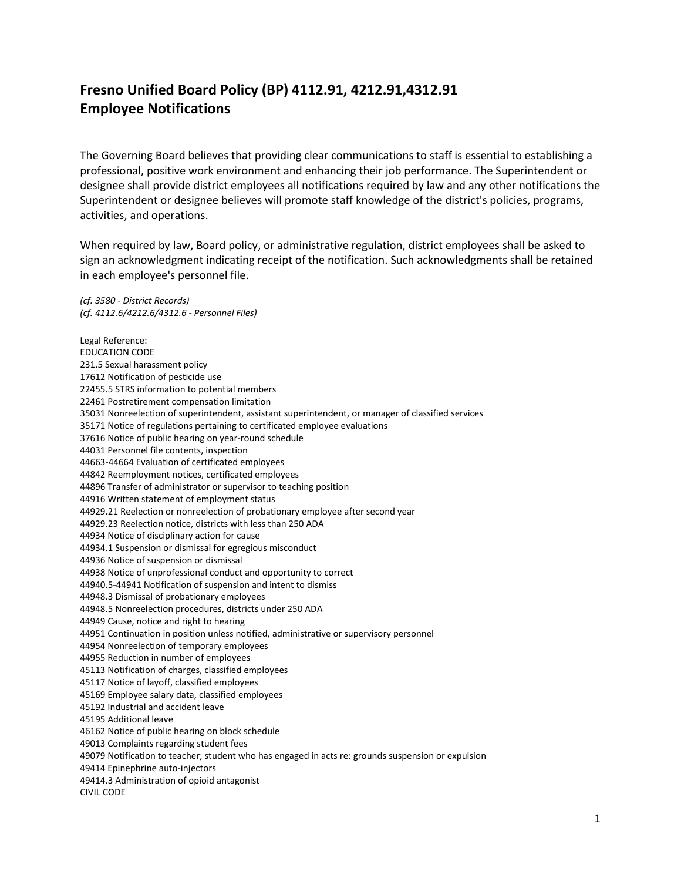## Fresno Unified Board Policy (BP) 4112.91, 4212.91,4312.91
## Employee Notifications

The Governing Board believes that providing clear communications to staff is essential to establishing a professional, positive work environment and enhancing their job performance. The Superintendent or designee shall provide district employees all notifications required by law and any other notifications the Superintendent or designee believes will promote staff knowledge of the district's policies, programs, activities, and operations.

When required by law, Board policy, or administrative regulation, district employees shall be asked to sign an acknowledgment indicating receipt of the notification. Such acknowledgments shall be retained in each employee's personnel file.

*(cf. 3580 - District Records)*
*(cf. 4112.6/4212.6/4312.6 - Personnel Files)*

Legal Reference:
EDUCATION CODE
231.5 Sexual harassment policy
17612 Notification of pesticide use
22455.5 STRS information to potential members
22461 Postretirement compensation limitation
35031 Nonreelection of superintendent, assistant superintendent, or manager of classified services
35171 Notice of regulations pertaining to certificated employee evaluations
37616 Notice of public hearing on year-round schedule
44031 Personnel file contents, inspection
44663-44664 Evaluation of certificated employees
44842 Reemployment notices, certificated employees
44896 Transfer of administrator or supervisor to teaching position
44916 Written statement of employment status
44929.21 Reelection or nonreelection of probationary employee after second year
44929.23 Reelection notice, districts with less than 250 ADA
44934 Notice of disciplinary action for cause
44934.1 Suspension or dismissal for egregious misconduct
44936 Notice of suspension or dismissal
44938 Notice of unprofessional conduct and opportunity to correct
44940.5-44941 Notification of suspension and intent to dismiss
44948.3 Dismissal of probationary employees
44948.5 Nonreelection procedures, districts under 250 ADA
44949 Cause, notice and right to hearing
44951 Continuation in position unless notified, administrative or supervisory personnel
44954 Nonreelection of temporary employees
44955 Reduction in number of employees
45113 Notification of charges, classified employees
45117 Notice of layoff, classified employees
45169 Employee salary data, classified employees
45192 Industrial and accident leave
45195 Additional leave
46162 Notice of public hearing on block schedule
49013 Complaints regarding student fees
49079 Notification to teacher; student who has engaged in acts re: grounds suspension or expulsion
49414 Epinephrine auto-injectors
49414.3 Administration of opioid antagonist
CIVIL CODE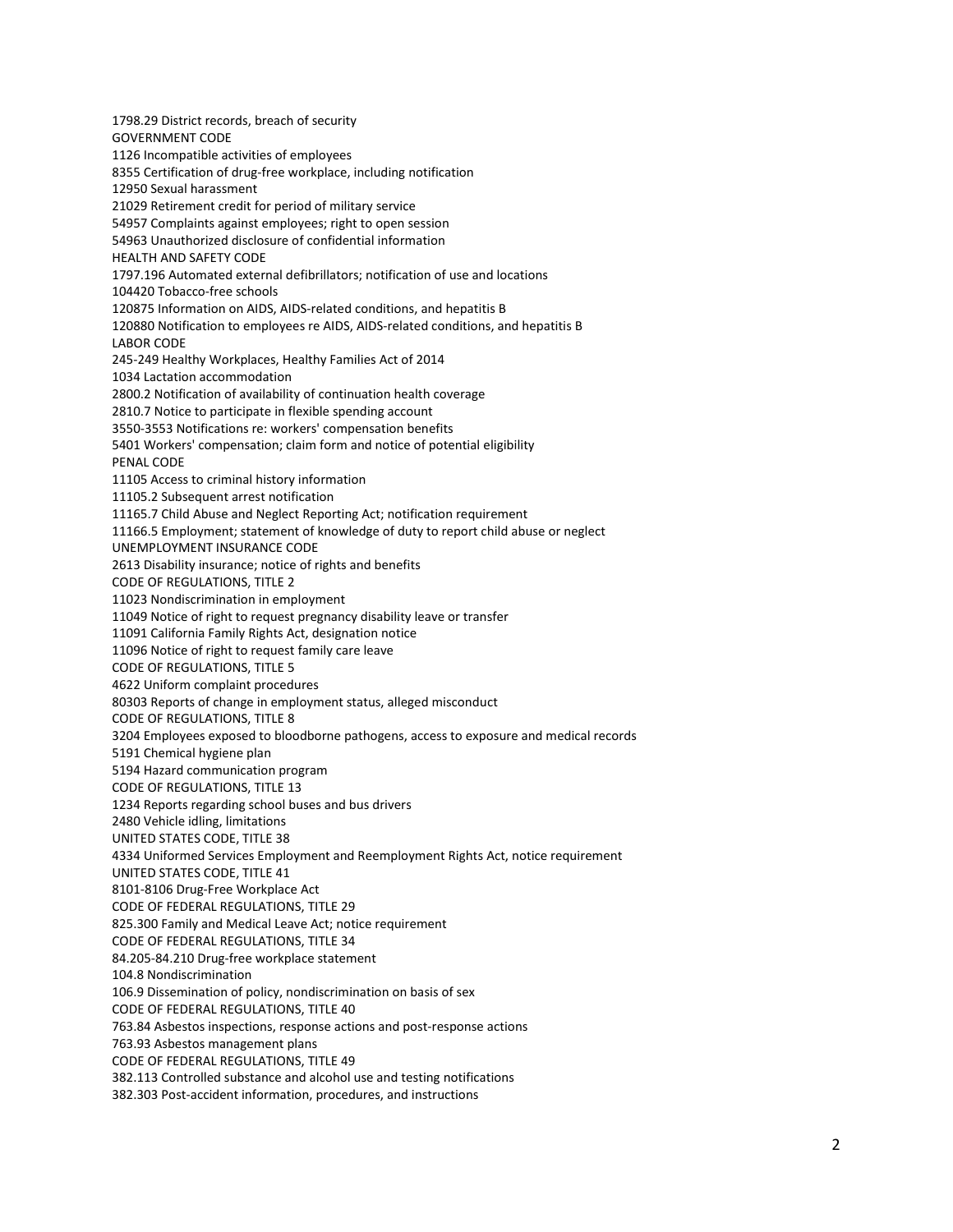1798.29 District records, breach of security

GOVERNMENT CODE

1126 Incompatible activities of employees

8355 Certification of drug-free workplace, including notification

12950 Sexual harassment

21029 Retirement credit for period of military service

54957 Complaints against employees; right to open session

54963 Unauthorized disclosure of confidential information

HEALTH AND SAFETY CODE

1797.196 Automated external defibrillators; notification of use and locations

104420 Tobacco-free schools

120875 Information on AIDS, AIDS-related conditions, and hepatitis B

120880 Notification to employees re AIDS, AIDS-related conditions, and hepatitis B

LABOR CODE

245-249 Healthy Workplaces, Healthy Families Act of 2014

1034 Lactation accommodation

2800.2 Notification of availability of continuation health coverage

2810.7 Notice to participate in flexible spending account

3550-3553 Notifications re: workers' compensation benefits

5401 Workers' compensation; claim form and notice of potential eligibility

PENAL CODE

11105 Access to criminal history information

11105.2 Subsequent arrest notification

11165.7 Child Abuse and Neglect Reporting Act; notification requirement

11166.5 Employment; statement of knowledge of duty to report child abuse or neglect

UNEMPLOYMENT INSURANCE CODE

2613 Disability insurance; notice of rights and benefits

CODE OF REGULATIONS, TITLE 2

11023 Nondiscrimination in employment

11049 Notice of right to request pregnancy disability leave or transfer

11091 California Family Rights Act, designation notice

11096 Notice of right to request family care leave

CODE OF REGULATIONS, TITLE 5

4622 Uniform complaint procedures

80303 Reports of change in employment status, alleged misconduct

CODE OF REGULATIONS, TITLE 8

3204 Employees exposed to bloodborne pathogens, access to exposure and medical records

5191 Chemical hygiene plan

5194 Hazard communication program

CODE OF REGULATIONS, TITLE 13

1234 Reports regarding school buses and bus drivers

2480 Vehicle idling, limitations

UNITED STATES CODE, TITLE 38

4334 Uniformed Services Employment and Reemployment Rights Act, notice requirement

UNITED STATES CODE, TITLE 41

8101-8106 Drug-Free Workplace Act

CODE OF FEDERAL REGULATIONS, TITLE 29

825.300 Family and Medical Leave Act; notice requirement

CODE OF FEDERAL REGULATIONS, TITLE 34

84.205-84.210 Drug-free workplace statement

104.8 Nondiscrimination

106.9 Dissemination of policy, nondiscrimination on basis of sex

CODE OF FEDERAL REGULATIONS, TITLE 40

763.84 Asbestos inspections, response actions and post-response actions

763.93 Asbestos management plans

CODE OF FEDERAL REGULATIONS, TITLE 49

382.113 Controlled substance and alcohol use and testing notifications

382.303 Post-accident information, procedures, and instructions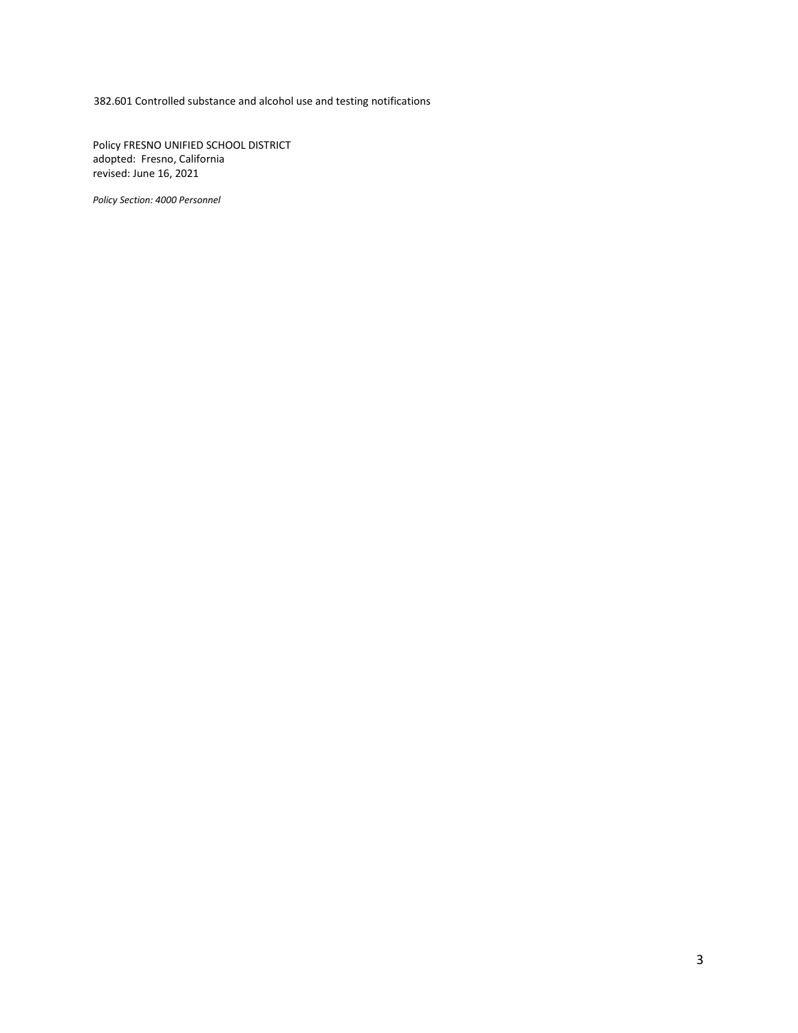382.601 Controlled substance and alcohol use and testing notifications

Policy FRESNO UNIFIED SCHOOL DISTRICT
adopted: Fresno, California
revised: June 16, 2021

*Policy Section: 4000 Personnel*